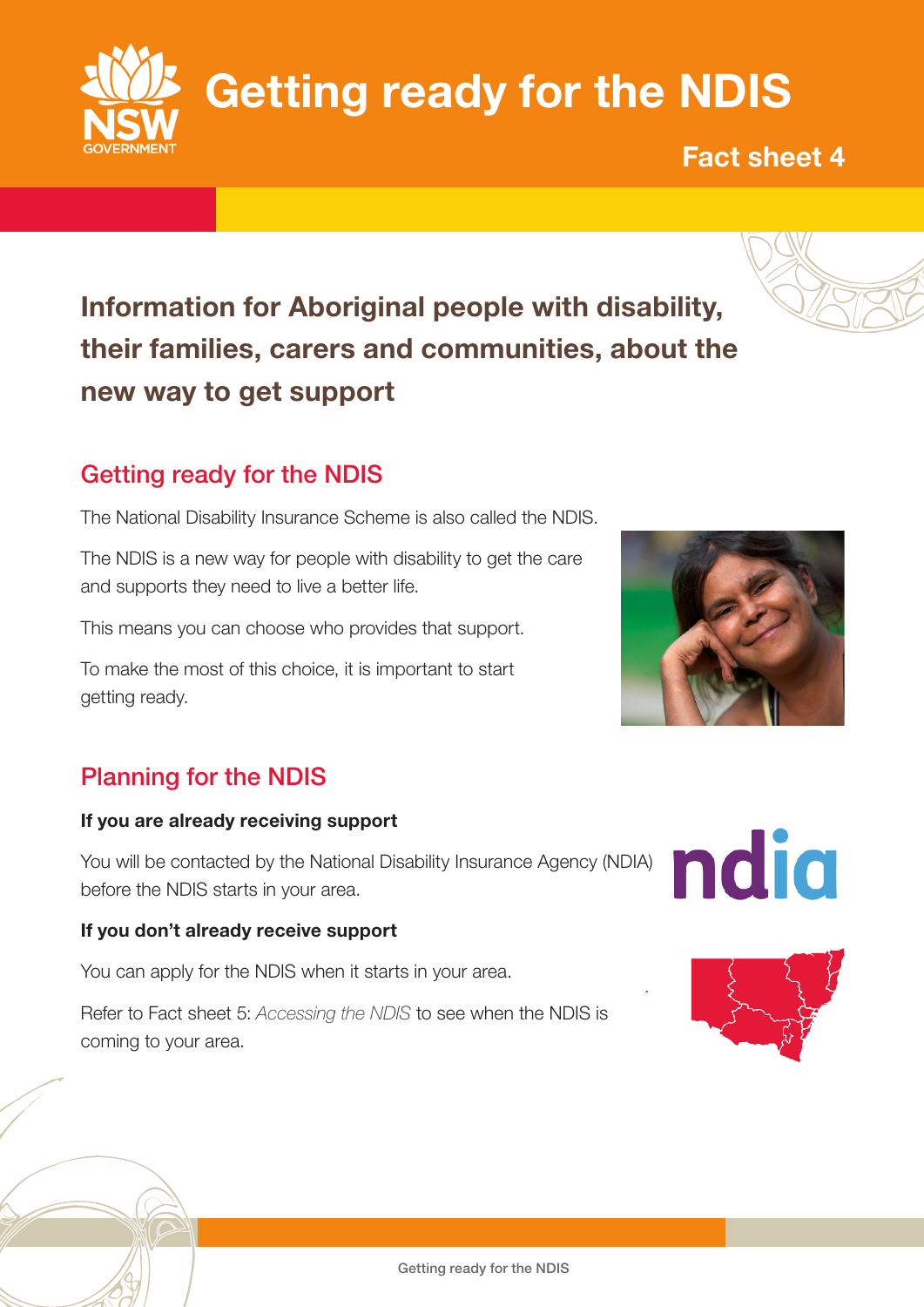# Getting ready for the NDIS

**Fact sheet 4**

## Information for Aboriginal people with disability, their families, carers and communities, about the new way to get support

## Getting ready for the NDIS

The National Disability Insurance Scheme is also called the NDIS.

The NDIS is a new way for people with disability to get the care and supports they need to live a better life.

This means you can choose who provides that support.

To make the most of this choice, it is important to start getting ready.

## Planning for the NDIS

**If you are already receiving support**

You will be contacted by the National Disability Insurance Agency (NDIA) before the NDIS starts in your area.

**If you don't already receive support**

You can apply for the NDIS when it starts in your area.

Refer to Fact sheet 5: *Accessing the NDIS* to see when the NDIS is coming to your area.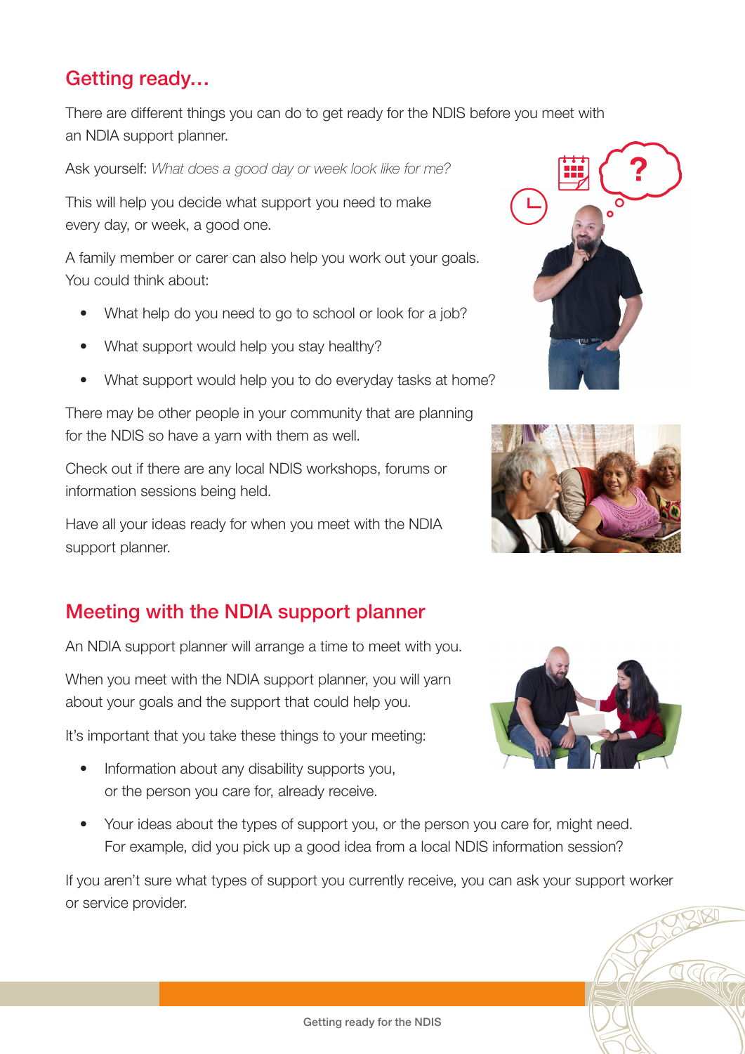## Getting ready…

There are different things you can do to get ready for the NDIS before you meet with an NDIA support planner.

Ask yourself: *What does a good day or week look like for me?*

This will help you decide what support you need to make every day, or week, a good one.

A family member or carer can also help you work out your goals. You could think about:

- What help do you need to go to school or look for a job?
- What support would help you stay healthy?
- What support would help you to do everyday tasks at home?

There may be other people in your community that are planning for the NDIS so have a yarn with them as well.

Check out if there are any local NDIS workshops, forums or information sessions being held.

Have all your ideas ready for when you meet with the NDIA support planner.

## Meeting with the NDIA support planner

An NDIA support planner will arrange a time to meet with you.

When you meet with the NDIA support planner, you will yarn about your goals and the support that could help you.

It's important that you take these things to your meeting:

- Information about any disability supports you, or the person you care for, already receive.
- Your ideas about the types of support you, or the person you care for, might need. For example, did you pick up a good idea from a local NDIS information session?

If you aren't sure what types of support you currently receive, you can ask your support worker or service provider.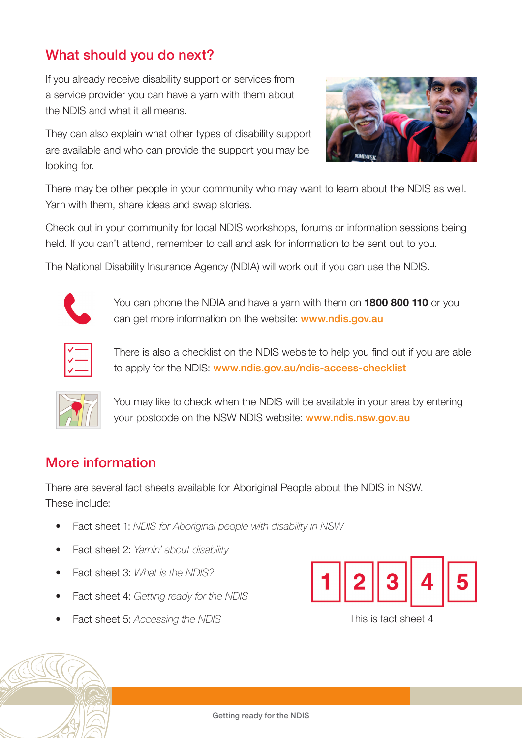## What should you do next?

If you already receive disability support or services from a service provider you can have a yarn with them about the NDIS and what it all means.

They can also explain what other types of disability support are available and who can provide the support you may be looking for.

There may be other people in your community who may want to learn about the NDIS as well. Yarn with them, share ideas and swap stories.

Check out in your community for local NDIS workshops, forums or information sessions being held. If you can't attend, remember to call and ask for information to be sent out to you.

The National Disability Insurance Agency (NDIA) will work out if you can use the NDIS.

You can phone the NDIA and have a yarn with them on **1800 800 110** or you can get more information on the website: **www.ndis.gov.au**

There is also a checklist on the NDIS website to help you find out if you are able to apply for the NDIS: **www.ndis.gov.au/ndis-access-checklist**

You may like to check when the NDIS will be available in your area by entering your postcode on the NSW NDIS website: **www.ndis.nsw.gov.au**

## More information

There are several fact sheets available for Aboriginal People about the NDIS in NSW. These include:

- Fact sheet 1: *NDIS for Aboriginal people with disability in NSW*
- Fact sheet 2: *Yarnin' about disability*
- Fact sheet 3: *What is the NDIS?*
- Fact sheet 4: *Getting ready for the NDIS*
- Fact sheet 5: *Accessing the NDIS*

1 2 3 4 5

This is fact sheet 4